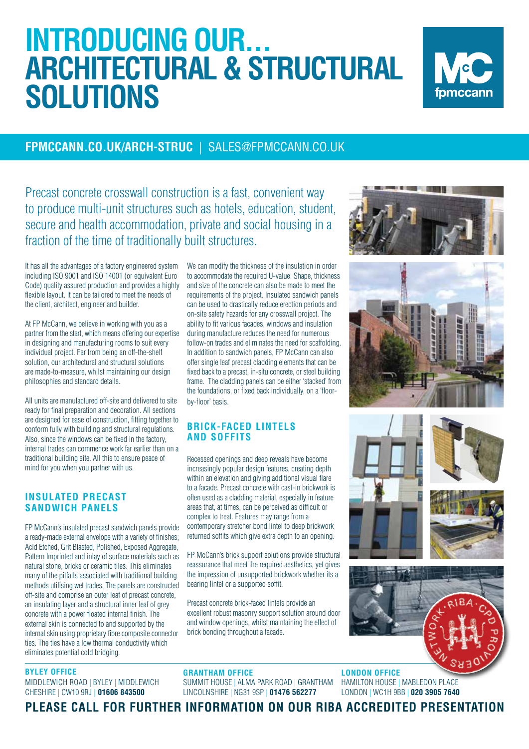# INTRODUCING OUR... ARCHITECTURAL & STRUCTURAL SOLUTIONS

**FPMCCANN.CO.UK/ARCH-STRUC** | SALES@FPMCCANN.CO.UK

Precast concrete crosswall construction is a fast, convenient way to produce multi-unit structures such as hotels, education, student, secure and health accommodation, private and social housing in a fraction of the time of traditionally built structures.

It has all the advantages of a factory engineered system including ISO 9001 and ISO 14001 (or equivalent Euro Code) quality assured production and provides a highly flexible layout. It can be tailored to meet the needs of the client, architect, engineer and builder.

At FP McCann, we believe in working with you as a partner from the start, which means offering our expertise in designing and manufacturing rooms to suit every individual project. Far from being an off-the-shelf solution, our architectural and structural solutions are made-to-measure, whilst maintaining our design philosophies and standard details.

All units are manufactured off-site and delivered to site ready for final preparation and decoration. All sections are designed for ease of construction, fitting together to conform fully with building and structural regulations. Also, since the windows can be fixed in the factory, internal trades can commence work far earlier than on a traditional building site. All this to ensure peace of mind for you when you partner with us.

## INSULATED PRECAST SANDWICH PANELS

FP McCann's insulated precast sandwich panels provide a ready-made external envelope with a variety of finishes; Acid Etched, Grit Blasted, Polished, Exposed Aggregate, Pattern Imprinted and inlay of surface materials such as natural stone, bricks or ceramic tiles. This eliminates many of the pitfalls associated with traditional building methods utilising wet trades. The panels are constructed off-site and comprise an outer leaf of precast concrete, an insulating layer and a structural inner leaf of grey concrete with a power floated internal finish. The external skin is connected to and supported by the internal skin using proprietary fibre composite connector ties. The ties have a low thermal conductivity which eliminates potential cold bridging.

We can modify the thickness of the insulation in order to accommodate the required U-value. Shape, thickness and size of the concrete can also be made to meet the requirements of the project. Insulated sandwich panels can be used to drastically reduce erection periods and on-site safety hazards for any crosswall project. The ability to fit various facades, windows and insulation during manufacture reduces the need for numerous follow-on trades and eliminates the need for scaffolding. In addition to sandwich panels, FP McCann can also offer single leaf precast cladding elements that can be fixed back to a precast, in-situ concrete, or steel building frame. The cladding panels can be either 'stacked' from the foundations, or fixed back individually, on a 'floor-by-floor' basis.

## BRICK-FACED LINTELS AND SOFFITS

Recessed openings and deep reveals have become increasingly popular design features, creating depth within an elevation and giving additional visual flare to a facade. Precast concrete with cast-in brickwork is often used as a cladding material, especially in feature areas that, at times, can be perceived as difficult or complex to treat. Features may range from a contemporary stretcher bond lintel to deep brickwork returned soffits which give extra depth to an opening.

FP McCann's brick support solutions provide structural reassurance that meet the required aesthetics, yet gives the impression of unsupported brickwork whether its a bearing lintel or a supported soffit.

Precast concrete brick-faced lintels provide an excellent robust masonry support solution around door and window openings, whilst maintaining the effect of brick bonding throughout a facade.

**BYLEY OFFICE**
MIDDLEWICH ROAD | BYLEY | MIDDLEWICH
CHESHIRE | CW10 9RJ | **01606 843500**

**GRANTHAM OFFICE**
SUMMIT HOUSE | ALMA PARK ROAD | GRANTHAM
LINCOLNSHIRE | NG31 9SP | **01476 562277**

**LONDON OFFICE**
HAMILTON HOUSE | MABLEDON PLACE
LONDON | WC1H 9BB | **020 3905 7640**

**PLEASE CALL FOR FURTHER INFORMATION ON OUR RIBA ACCREDITED PRESENTATION**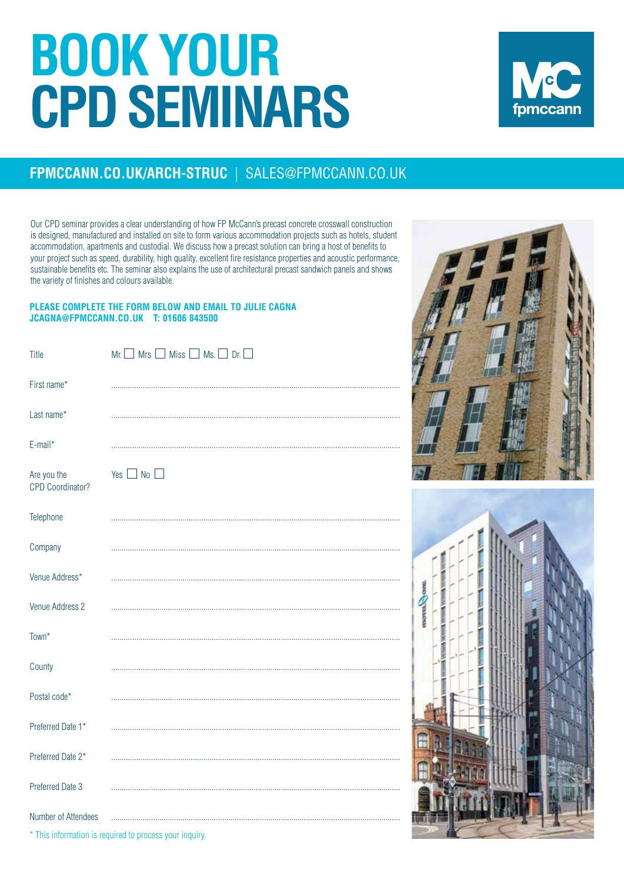# BOOK YOUR CPD SEMINARS

fpmccann

**FPMCCANN.CO.UK/ARCH-STRUC** | SALES@FPMCCANN.CO.UK

Our CPD seminar provides a clear understanding of how FP McCann's precast concrete crosswall construction is designed, manufactured and installed on site to form various accommodation projects such as hotels, student accommodation, apartments and custodial. We discuss how a precast solution can bring a host of benefits to your project such as speed, durability, high quality, excellent fire resistance properties and acoustic performance, sustainable benefits etc. The seminar also explains the use of architectural precast sandwich panels and shows the variety of finishes and colours available.

**PLEASE COMPLETE THE FORM BELOW AND EMAIL TO JULIE CAGNA**
**JCAGNA@FPMCCANN.CO.UK T: 01606 843500**

Title Mr. ☐ Mrs ☐ Miss ☐ Ms. ☐ Dr. ☐

First name* ..........

Last name* ..........

E-mail* ..........

Are you the CPD Coordinator? Yes ☐ No ☐

Telephone ..........

Company ..........

Venue Address* ..........

Venue Address 2 ..........

Town* ..........

County ..........

Postal code* ..........

Preferred Date 1* ..........

Preferred Date 2* ..........

Preferred Date 3 ..........

Number of Attendees ..........

* This information is required to process your inquiry.